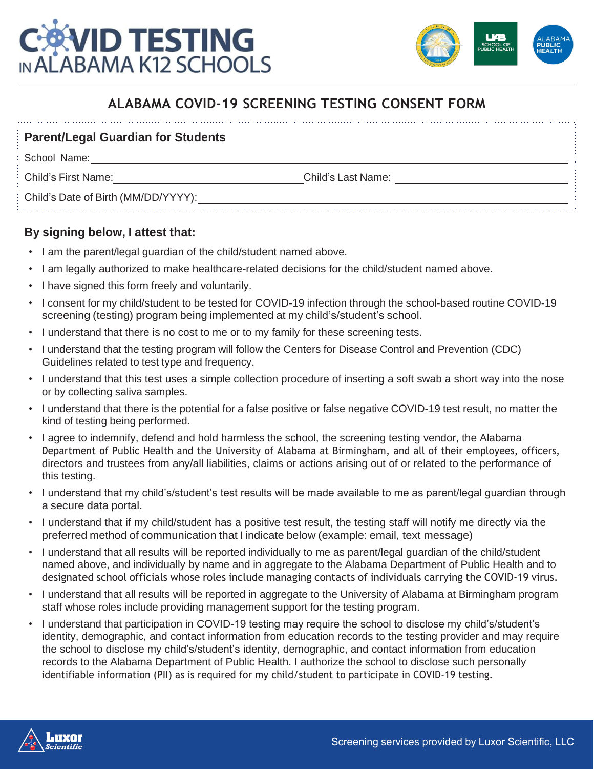# COVID TESTING IN ALABAMA K12 SCHOOLS

## ALABAMA COVID-19 SCREENING TESTING CONSENT FORM

### Parent/Legal Guardian for Students

School Name: ______________________________

Child's First Name: ______________________ Child's Last Name: ______________________

Child's Date of Birth (MM/DD/YYYY): ______________________

### By signing below, I attest that:

- I am the parent/legal guardian of the child/student named above.
- I am legally authorized to make healthcare-related decisions for the child/student named above.
- I have signed this form freely and voluntarily.
- I consent for my child/student to be tested for COVID-19 infection through the school-based routine COVID-19 screening (testing) program being implemented at my child's/student's school.
- I understand that there is no cost to me or to my family for these screening tests.
- I understand that the testing program will follow the Centers for Disease Control and Prevention (CDC) Guidelines related to test type and frequency.
- I understand that this test uses a simple collection procedure of inserting a soft swab a short way into the nose or by collecting saliva samples.
- I understand that there is the potential for a false positive or false negative COVID-19 test result, no matter the kind of testing being performed.
- I agree to indemnify, defend and hold harmless the school, the screening testing vendor, the Alabama Department of Public Health and the University of Alabama at Birmingham, and all of their employees, officers, directors and trustees from any/all liabilities, claims or actions arising out of or related to the performance of this testing.
- I understand that my child's/student's test results will be made available to me as parent/legal guardian through a secure data portal.
- I understand that if my child/student has a positive test result, the testing staff will notify me directly via the preferred method of communication that I indicate below (example: email, text message)
- I understand that all results will be reported individually to me as parent/legal guardian of the child/student named above, and individually by name and in aggregate to the Alabama Department of Public Health and to designated school officials whose roles include managing contacts of individuals carrying the COVID-19 virus.
- I understand that all results will be reported in aggregate to the University of Alabama at Birmingham program staff whose roles include providing management support for the testing program.
- I understand that participation in COVID-19 testing may require the school to disclose my child's/student's identity, demographic, and contact information from education records to the testing provider and may require the school to disclose my child's/student's identity, demographic, and contact information from education records to the Alabama Department of Public Health. I authorize the school to disclose such personally identifiable information (PII) as is required for my child/student to participate in COVID-19 testing.

Screening services provided by Luxor Scientific, LLC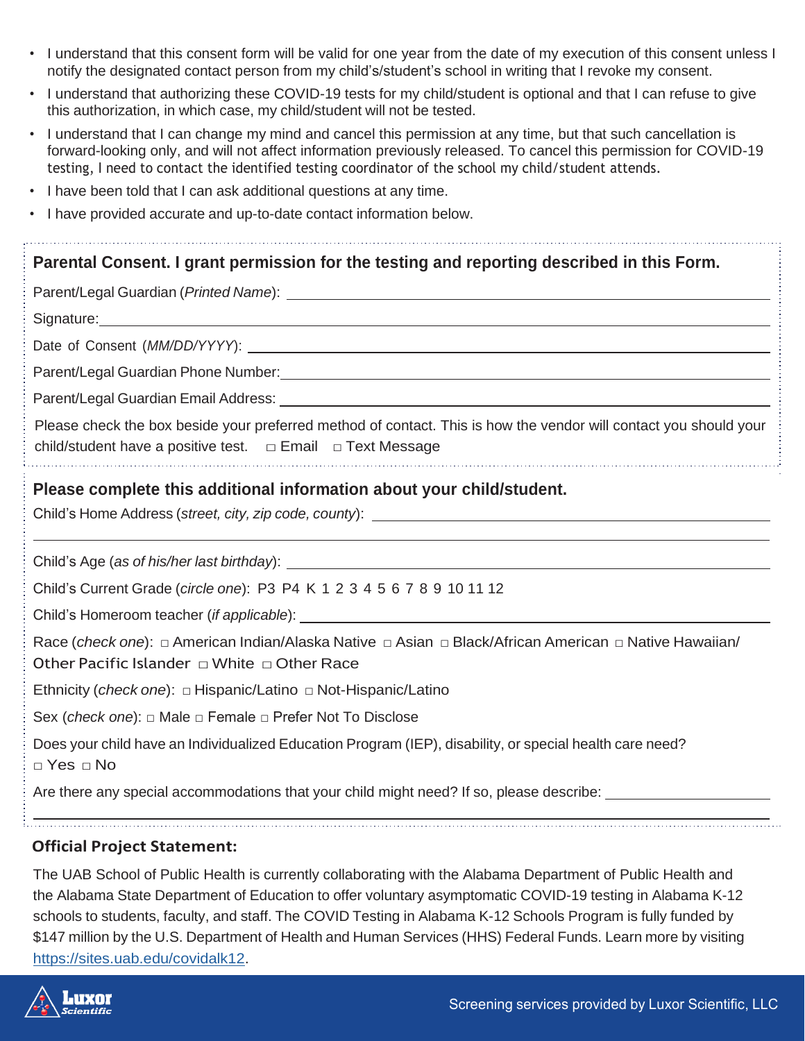- I understand that this consent form will be valid for one year from the date of my execution of this consent unless I notify the designated contact person from my child's/student's school in writing that I revoke my consent.
- I understand that authorizing these COVID-19 tests for my child/student is optional and that I can refuse to give this authorization, in which case, my child/student will not be tested.
- I understand that I can change my mind and cancel this permission at any time, but that such cancellation is forward-looking only, and will not affect information previously released. To cancel this permission for COVID-19 testing, I need to contact the identified testing coordinator of the school my child/student attends.
- I have been told that I can ask additional questions at any time.
- I have provided accurate and up-to-date contact information below.

**Parental Consent. I grant permission for the testing and reporting described in this Form.**

Parent/Legal Guardian (*Printed Name*): ______________________________

Signature: ______________________________

Date of Consent (*MM/DD/YYYY*): ______________________________

Parent/Legal Guardian Phone Number: ______________________________

Parent/Legal Guardian Email Address: ______________________________

Please check the box beside your preferred method of contact. This is how the vendor will contact you should your child/student have a positive test. □ Email □ Text Message

**Please complete this additional information about your child/student.**

Child's Home Address (*street, city, zip code, county*): ______________________________

______________________________

Child's Age (*as of his/her last birthday*): ______________________________

Child's Current Grade (*circle one*): P3 P4 K 1 2 3 4 5 6 7 8 9 10 11 12

Child's Homeroom teacher (*if applicable*): ______________________________

Race (*check one*): □ American Indian/Alaska Native □ Asian □ Black/African American □ Native Hawaiian/ Other Pacific Islander □ White □ Other Race

Ethnicity (*check one*): □ Hispanic/Latino □ Not-Hispanic/Latino

Sex (*check one*): □ Male □ Female □ Prefer Not To Disclose

Does your child have an Individualized Education Program (IEP), disability, or special health care need?
□ Yes □ No

Are there any special accommodations that your child might need? If so, please describe: ______________________________

______________________________

**Official Project Statement:**

The UAB School of Public Health is currently collaborating with the Alabama Department of Public Health and the Alabama State Department of Education to offer voluntary asymptomatic COVID-19 testing in Alabama K-12 schools to students, faculty, and staff. The COVID Testing in Alabama K-12 Schools Program is fully funded by $147 million by the U.S. Department of Health and Human Services (HHS) Federal Funds. Learn more by visiting https://sites.uab.edu/covidalk12.

Luxor Scientific

Screening services provided by Luxor Scientific, LLC